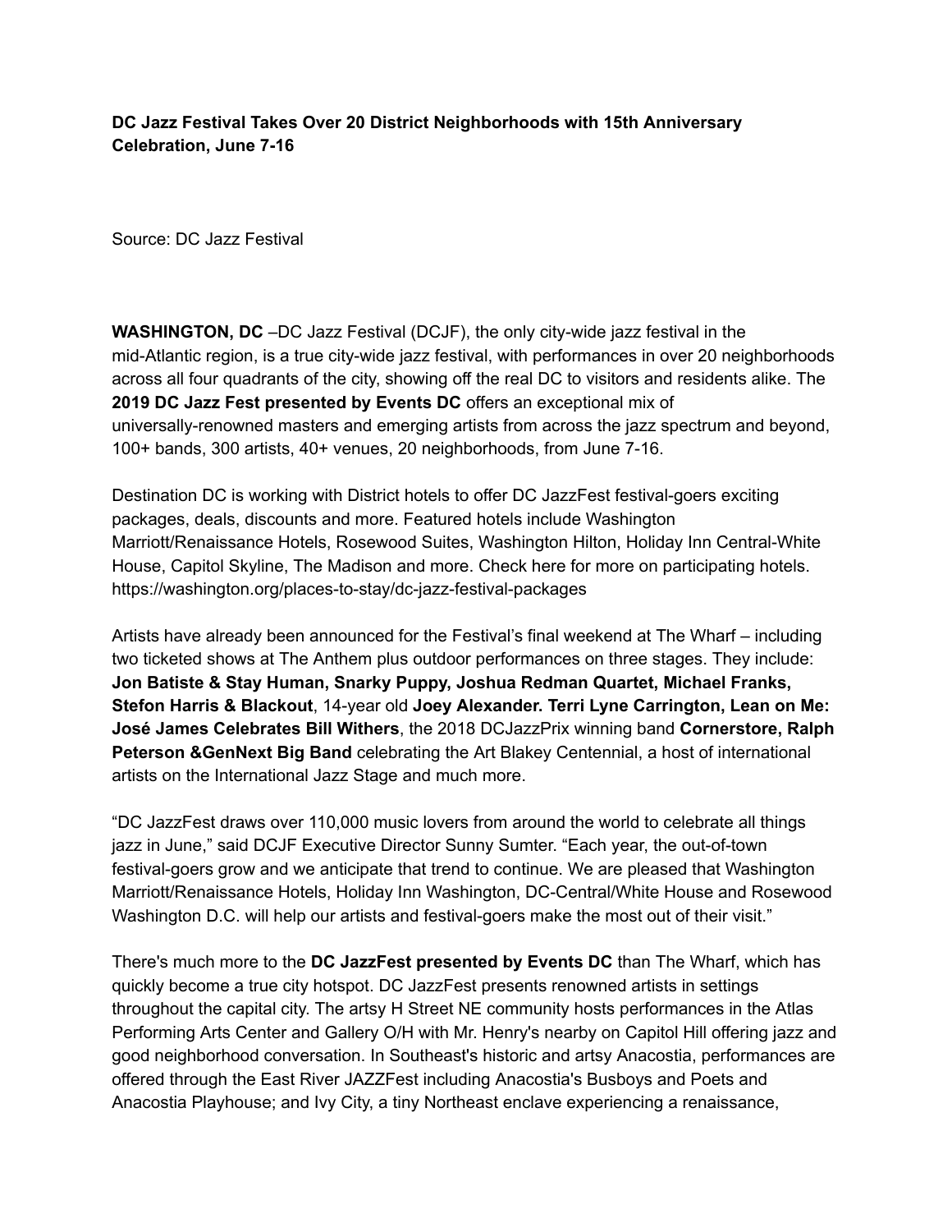**DC Jazz Festival Takes Over 20 District Neighborhoods with 15th Anniversary Celebration, June 7-16**

Source: DC Jazz Festival

**WASHINGTON, DC** –DC Jazz Festival (DCJF), the only city-wide jazz festival in the mid-Atlantic region, is a true city-wide jazz festival, with performances in over 20 neighborhoods across all four quadrants of the city, showing off the real DC to visitors and residents alike. The **2019 DC Jazz Fest presented by Events DC** offers an exceptional mix of universally-renowned masters and emerging artists from across the jazz spectrum and beyond, 100+ bands, 300 artists, 40+ venues, 20 neighborhoods, from June 7-16.

Destination DC is working with District hotels to offer DC JazzFest festival-goers exciting packages, deals, discounts and more. Featured hotels include Washington Marriott/Renaissance Hotels, Rosewood Suites, Washington Hilton, Holiday Inn Central-White House, Capitol Skyline, The Madison and more. Check here for more on participating hotels. https://washington.org/places-to-stay/dc-jazz-festival-packages

Artists have already been announced for the Festival's final weekend at The Wharf – including two ticketed shows at The Anthem plus outdoor performances on three stages. They include: **Jon Batiste & Stay Human, Snarky Puppy, Joshua Redman Quartet, Michael Franks, Stefon Harris & Blackout**, 14-year old **Joey Alexander. Terri Lyne Carrington, Lean on Me: José James Celebrates Bill Withers**, the 2018 DCJazzPrix winning band **Cornerstore, Ralph Peterson &GenNext Big Band** celebrating the Art Blakey Centennial, a host of international artists on the International Jazz Stage and much more.

"DC JazzFest draws over 110,000 music lovers from around the world to celebrate all things jazz in June," said DCJF Executive Director Sunny Sumter. "Each year, the out-of-town festival-goers grow and we anticipate that trend to continue. We are pleased that Washington Marriott/Renaissance Hotels, Holiday Inn Washington, DC-Central/White House and Rosewood Washington D.C. will help our artists and festival-goers make the most out of their visit."

There's much more to the **DC JazzFest presented by Events DC** than The Wharf, which has quickly become a true city hotspot. DC JazzFest presents renowned artists in settings throughout the capital city. The artsy H Street NE community hosts performances in the Atlas Performing Arts Center and Gallery O/H with Mr. Henry's nearby on Capitol Hill offering jazz and good neighborhood conversation. In Southeast's historic and artsy Anacostia, performances are offered through the East River JAZZFest including Anacostia's Busboys and Poets and Anacostia Playhouse; and Ivy City, a tiny Northeast enclave experiencing a renaissance,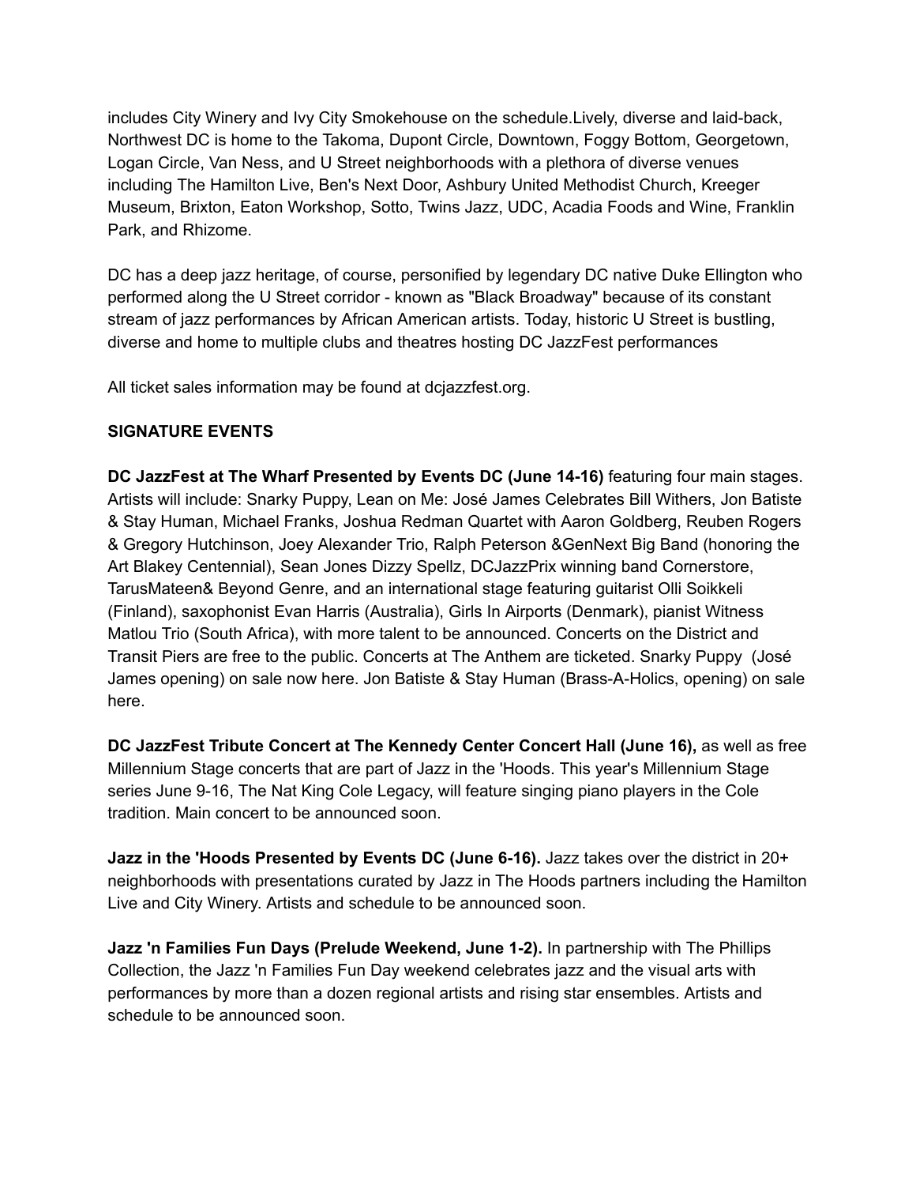includes City Winery and Ivy City Smokehouse on the schedule.Lively, diverse and laid-back, Northwest DC is home to the Takoma, Dupont Circle, Downtown, Foggy Bottom, Georgetown, Logan Circle, Van Ness, and U Street neighborhoods with a plethora of diverse venues including The Hamilton Live, Ben's Next Door, Ashbury United Methodist Church, Kreeger Museum, Brixton, Eaton Workshop, Sotto, Twins Jazz, UDC, Acadia Foods and Wine, Franklin Park, and Rhizome.

DC has a deep jazz heritage, of course, personified by legendary DC native Duke Ellington who performed along the U Street corridor - known as "Black Broadway" because of its constant stream of jazz performances by African American artists. Today, historic U Street is bustling, diverse and home to multiple clubs and theatres hosting DC JazzFest performances

All ticket sales information may be found at dcjazzfest.org.

**SIGNATURE EVENTS**

**DC JazzFest at The Wharf Presented by Events DC (June 14-16)** featuring four main stages. Artists will include: Snarky Puppy, Lean on Me: José James Celebrates Bill Withers, Jon Batiste & Stay Human, Michael Franks, Joshua Redman Quartet with Aaron Goldberg, Reuben Rogers & Gregory Hutchinson, Joey Alexander Trio, Ralph Peterson &GenNext Big Band (honoring the Art Blakey Centennial), Sean Jones Dizzy Spellz, DCJazzPrix winning band Cornerstore, TarusMateen& Beyond Genre, and an international stage featuring guitarist Olli Soikkeli (Finland), saxophonist Evan Harris (Australia), Girls In Airports (Denmark), pianist Witness Matlou Trio (South Africa), with more talent to be announced. Concerts on the District and Transit Piers are free to the public. Concerts at The Anthem are ticketed. Snarky Puppy (José James opening) on sale now here. Jon Batiste & Stay Human (Brass-A-Holics, opening) on sale here.

**DC JazzFest Tribute Concert at The Kennedy Center Concert Hall (June 16),** as well as free Millennium Stage concerts that are part of Jazz in the 'Hoods. This year's Millennium Stage series June 9-16, The Nat King Cole Legacy, will feature singing piano players in the Cole tradition. Main concert to be announced soon.

**Jazz in the 'Hoods Presented by Events DC (June 6-16).** Jazz takes over the district in 20+ neighborhoods with presentations curated by Jazz in The Hoods partners including the Hamilton Live and City Winery. Artists and schedule to be announced soon.

**Jazz 'n Families Fun Days (Prelude Weekend, June 1-2).** In partnership with The Phillips Collection, the Jazz 'n Families Fun Day weekend celebrates jazz and the visual arts with performances by more than a dozen regional artists and rising star ensembles. Artists and schedule to be announced soon.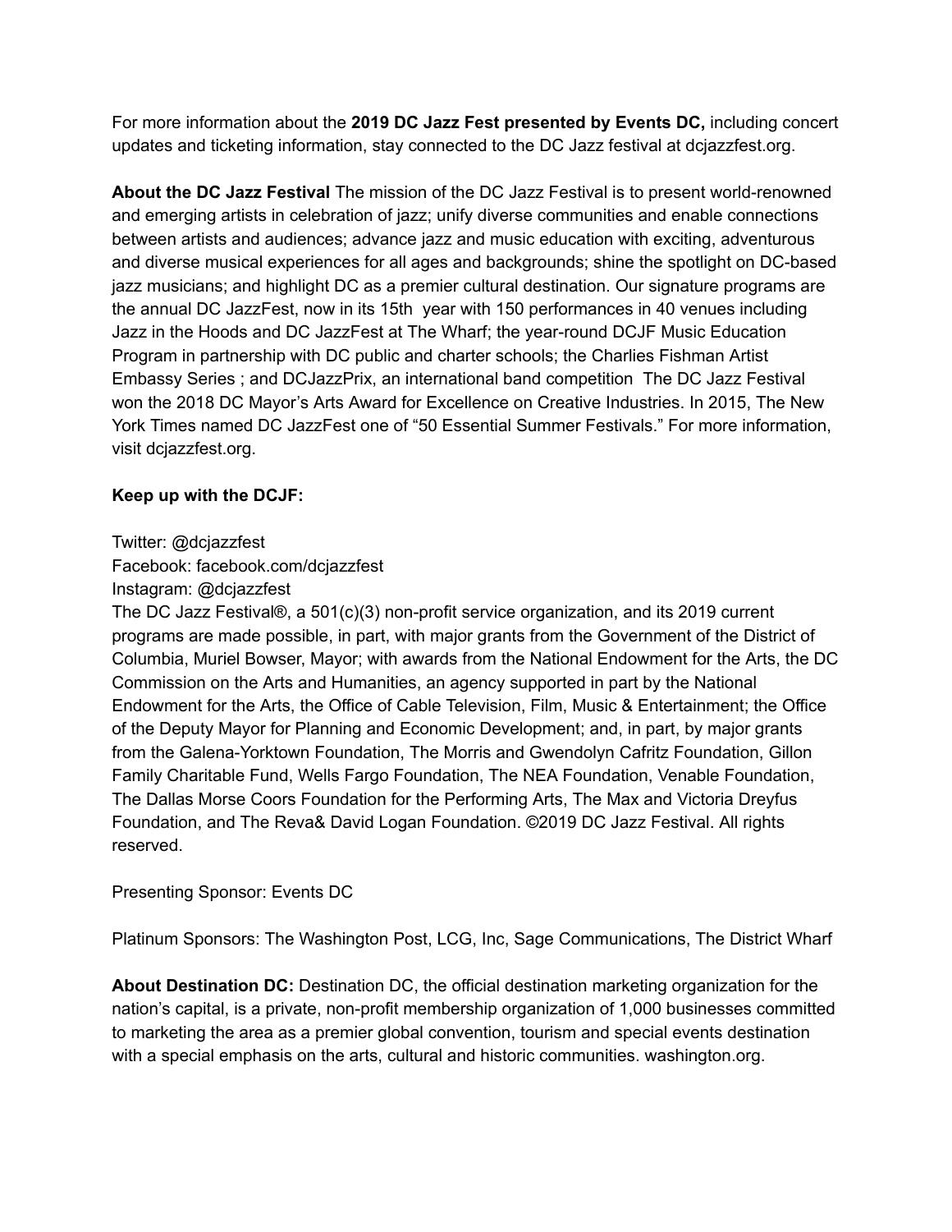For more information about the **2019 DC Jazz Fest presented by Events DC,** including concert updates and ticketing information, stay connected to the DC Jazz festival at dcjazzfest.org.

**About the DC Jazz Festival** The mission of the DC Jazz Festival is to present world-renowned and emerging artists in celebration of jazz; unify diverse communities and enable connections between artists and audiences; advance jazz and music education with exciting, adventurous and diverse musical experiences for all ages and backgrounds; shine the spotlight on DC-based jazz musicians; and highlight DC as a premier cultural destination. Our signature programs are the annual DC JazzFest, now in its 15th year with 150 performances in 40 venues including Jazz in the Hoods and DC JazzFest at The Wharf; the year-round DCJF Music Education Program in partnership with DC public and charter schools; the Charlies Fishman Artist Embassy Series ; and DCJazzPrix, an international band competition The DC Jazz Festival won the 2018 DC Mayor's Arts Award for Excellence on Creative Industries. In 2015, The New York Times named DC JazzFest one of "50 Essential Summer Festivals." For more information, visit dcjazzfest.org.

**Keep up with the DCJF:**

Twitter: @dcjazzfest
Facebook: facebook.com/dcjazzfest
Instagram: @dcjazzfest
The DC Jazz Festival®, a 501(c)(3) non-profit service organization, and its 2019 current programs are made possible, in part, with major grants from the Government of the District of Columbia, Muriel Bowser, Mayor; with awards from the National Endowment for the Arts, the DC Commission on the Arts and Humanities, an agency supported in part by the National Endowment for the Arts, the Office of Cable Television, Film, Music & Entertainment; the Office of the Deputy Mayor for Planning and Economic Development; and, in part, by major grants from the Galena-Yorktown Foundation, The Morris and Gwendolyn Cafritz Foundation, Gillon Family Charitable Fund, Wells Fargo Foundation, The NEA Foundation, Venable Foundation, The Dallas Morse Coors Foundation for the Performing Arts, The Max and Victoria Dreyfus Foundation, and The Reva& David Logan Foundation. ©2019 DC Jazz Festival. All rights reserved.

Presenting Sponsor: Events DC

Platinum Sponsors: The Washington Post, LCG, Inc, Sage Communications, The District Wharf

**About Destination DC:** Destination DC, the official destination marketing organization for the nation's capital, is a private, non-profit membership organization of 1,000 businesses committed to marketing the area as a premier global convention, tourism and special events destination with a special emphasis on the arts, cultural and historic communities. washington.org.